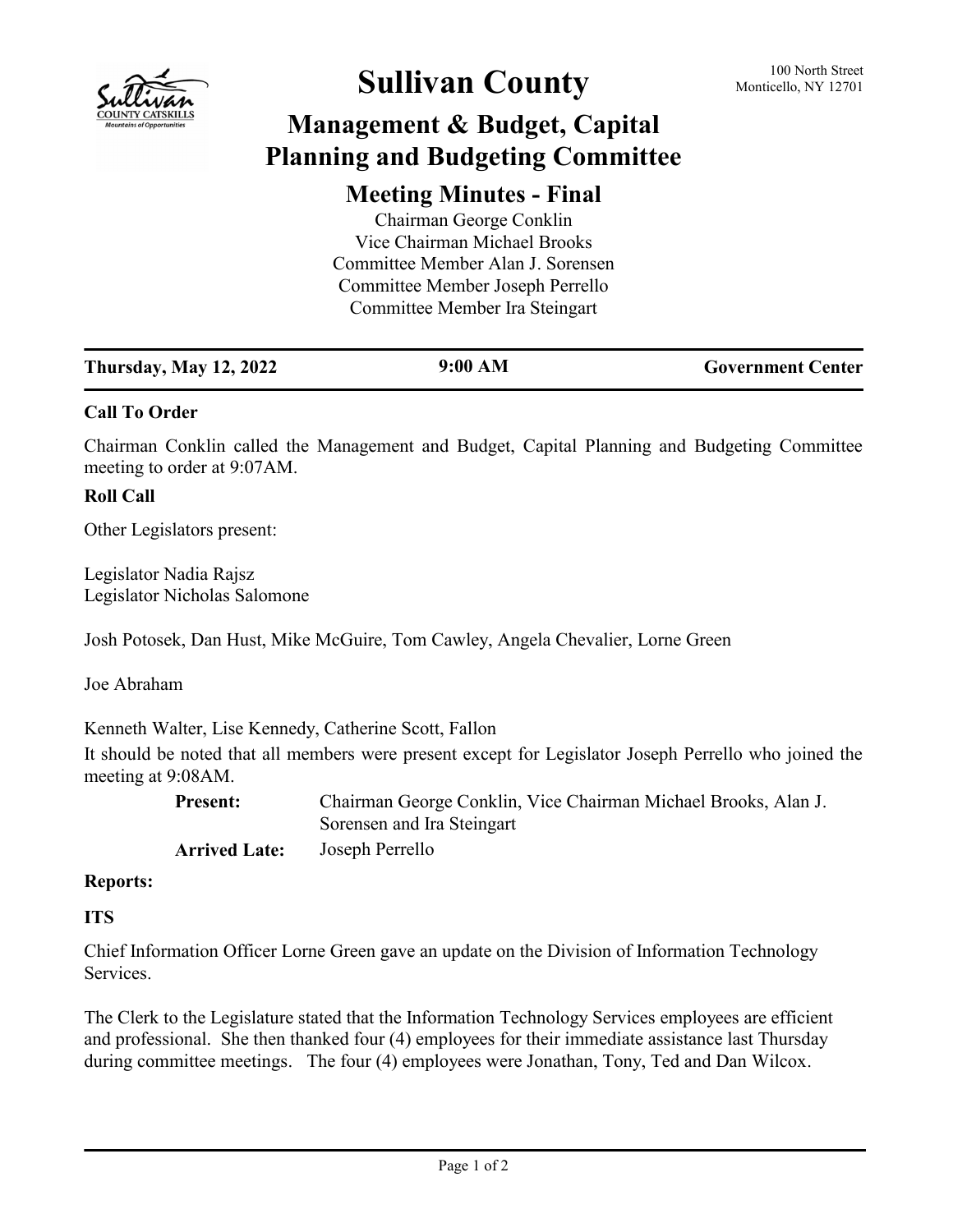# Sullivan County

100 North Street
Monticello, NY 12701

## Management & Budget, Capital Planning and Budgeting Committee

### Meeting Minutes - Final

Chairman George Conklin
Vice Chairman Michael Brooks
Committee Member Alan J. Sorensen
Committee Member Joseph Perrello
Committee Member Ira Steingart

**Thursday, May 12, 2022** | **9:00 AM** | **Government Center**

**Call To Order**

Chairman Conklin called the Management and Budget, Capital Planning and Budgeting Committee meeting to order at 9:07AM.

**Roll Call**

Other Legislators present:

Legislator Nadia Rajsz
Legislator Nicholas Salomone

Josh Potosek, Dan Hust, Mike McGuire, Tom Cawley, Angela Chevalier, Lorne Green

Joe Abraham

Kenneth Walter, Lise Kennedy, Catherine Scott, Fallon

It should be noted that all members were present except for Legislator Joseph Perrello who joined the meeting at 9:08AM.

**Present:** Chairman George Conklin, Vice Chairman Michael Brooks, Alan J. Sorensen and Ira Steingart

**Arrived Late:** Joseph Perrello

**Reports:**

**ITS**

Chief Information Officer Lorne Green gave an update on the Division of Information Technology Services.

The Clerk to the Legislature stated that the Information Technology Services employees are efficient and professional. She then thanked four (4) employees for their immediate assistance last Thursday during committee meetings. The four (4) employees were Jonathan, Tony, Ted and Dan Wilcox.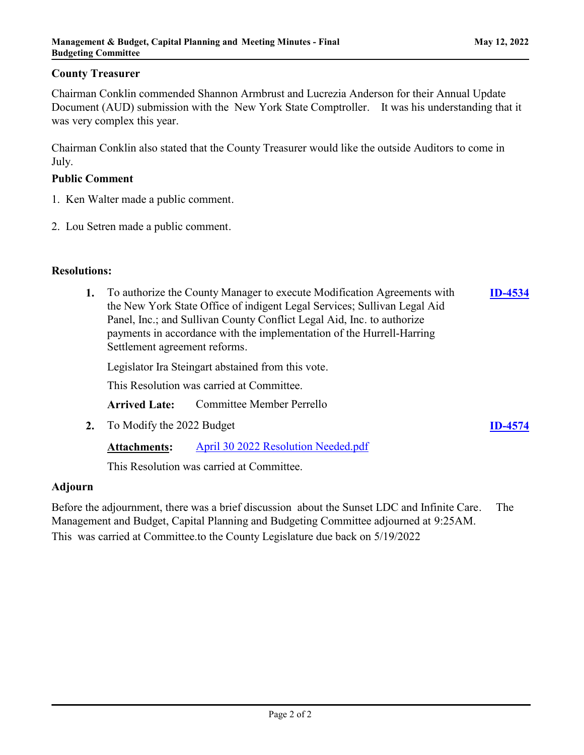### County Treasurer

Chairman Conklin commended Shannon Armbrust and Lucrezia Anderson for their Annual Update Document (AUD) submission with the New York State Comptroller. It was his understanding that it was very complex this year.

Chairman Conklin also stated that the County Treasurer would like the outside Auditors to come in July.

### Public Comment

1. Ken Walter made a public comment.

2. Lou Setren made a public comment.

### Resolutions:

**1.** To authorize the County Manager to execute Modification Agreements with the New York State Office of indigent Legal Services; Sullivan Legal Aid Panel, Inc.; and Sullivan County Conflict Legal Aid, Inc. to authorize payments in accordance with the implementation of the Hurrell-Harring Settlement agreement reforms. **ID-4534**

Legislator Ira Steingart abstained from this vote.

This Resolution was carried at Committee.

**Arrived Late:** Committee Member Perrello

**2.** To Modify the 2022 Budget **ID-4574**

**Attachments:** April 30 2022 Resolution Needed.pdf

This Resolution was carried at Committee.

### Adjourn

Before the adjournment, there was a brief discussion about the Sunset LDC and Infinite Care. The Management and Budget, Capital Planning and Budgeting Committee adjourned at 9:25AM.

This was carried at Committee.to the County Legislature due back on 5/19/2022